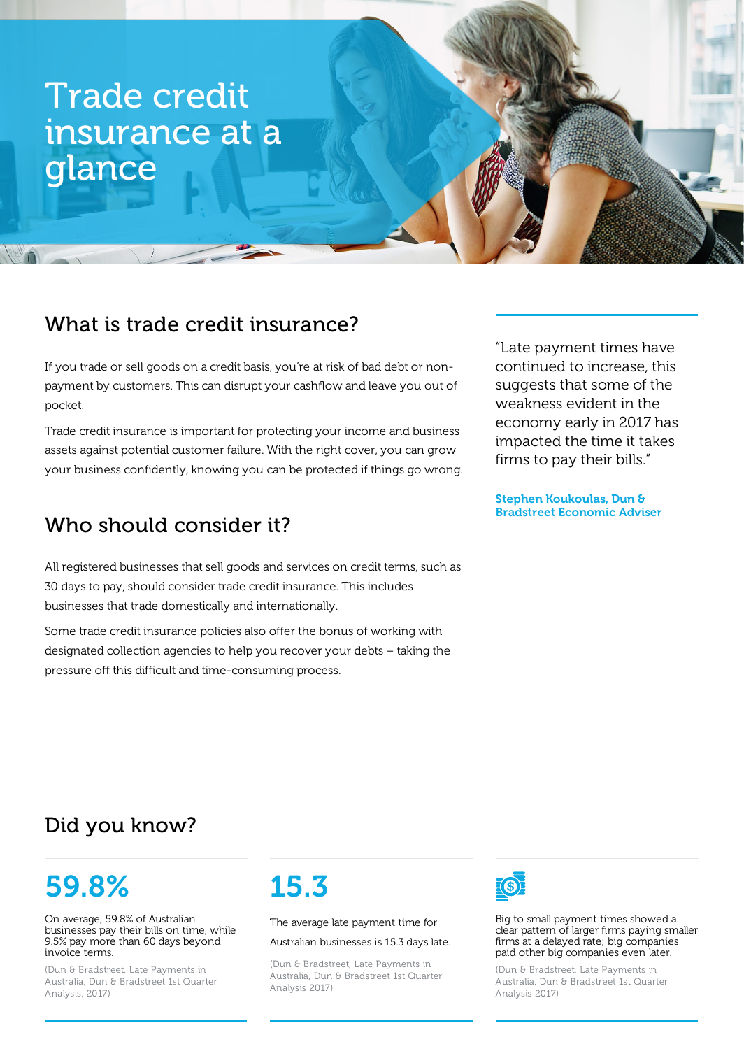# Trade credit insurance at a glance

## What is trade credit insurance?

If you trade or sell goods on a credit basis, you're at risk of bad debt or non-payment by customers. This can disrupt your cashflow and leave you out of pocket.

Trade credit insurance is important for protecting your income and business assets against potential customer failure. With the right cover, you can grow your business confidently, knowing you can be protected if things go wrong.

> "Late payment times have continued to increase, this suggests that some of the weakness evident in the economy early in 2017 has impacted the time it takes firms to pay their bills."
>
> **Stephen Koukoulas, Dun & Bradstreet Economic Adviser**

## Who should consider it?

All registered businesses that sell goods and services on credit terms, such as 30 days to pay, should consider trade credit insurance. This includes businesses that trade domestically and internationally.

Some trade credit insurance policies also offer the bonus of working with designated collection agencies to help you recover your debts – taking the pressure off this difficult and time-consuming process.

## Did you know?

**59.8%**

On average, 59.8% of Australian businesses pay their bills on time, while 9.5% pay more than 60 days beyond invoice terms.

(Dun & Bradstreet, Late Payments in Australia, Dun & Bradstreet 1st Quarter Analysis, 2017)

**15.3**

The average late payment time for Australian businesses is 15.3 days late.

(Dun & Bradstreet, Late Payments in Australia, Dun & Bradstreet 1st Quarter Analysis 2017)

Big to small payment times showed a clear pattern of larger firms paying smaller firms at a delayed rate; big companies paid other big companies even later.

(Dun & Bradstreet, Late Payments in Australia, Dun & Bradstreet 1st Quarter Analysis 2017)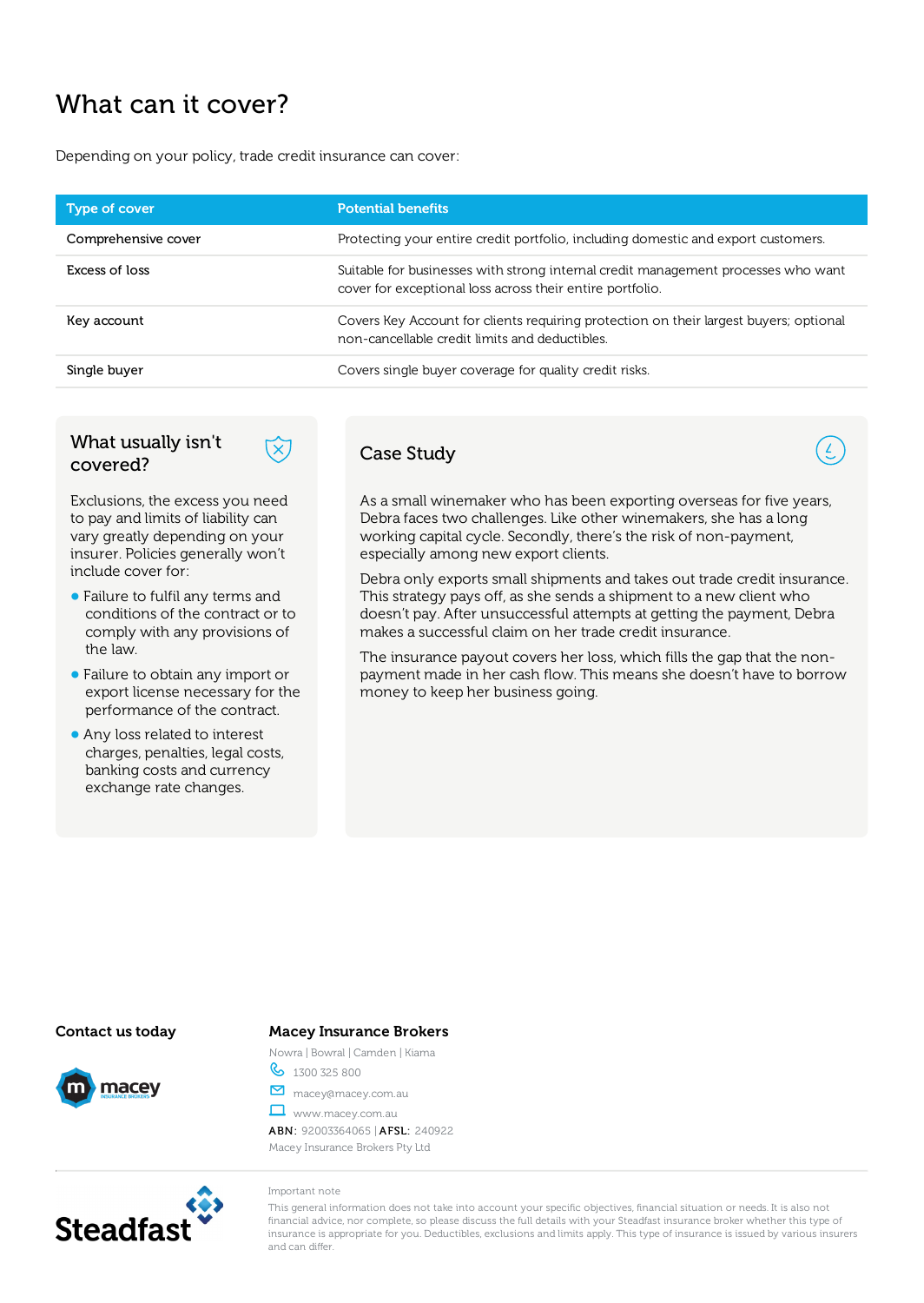# What can it cover?

Depending on your policy, trade credit insurance can cover:

| Type of cover | Potential benefits |
|---|---|
| Comprehensive cover | Protecting your entire credit portfolio, including domestic and export customers. |
| Excess of loss | Suitable for businesses with strong internal credit management processes who want cover for exceptional loss across their entire portfolio. |
| Key account | Covers Key Account for clients requiring protection on their largest buyers; optional non-cancellable credit limits and deductibles. |
| Single buyer | Covers single buyer coverage for quality credit risks. |

## What usually isn't covered?

Exclusions, the excess you need to pay and limits of liability can vary greatly depending on your insurer. Policies generally won't include cover for:

- Failure to fulfil any terms and conditions of the contract or to comply with any provisions of the law.
- Failure to obtain any import or export license necessary for the performance of the contract.
- Any loss related to interest charges, penalties, legal costs, banking costs and currency exchange rate changes.

## Case Study

As a small winemaker who has been exporting overseas for five years, Debra faces two challenges. Like other winemakers, she has a long working capital cycle. Secondly, there's the risk of non-payment, especially among new export clients.

Debra only exports small shipments and takes out trade credit insurance. This strategy pays off, as she sends a shipment to a new client who doesn't pay. After unsuccessful attempts at getting the payment, Debra makes a successful claim on her trade credit insurance.

The insurance payout covers her loss, which fills the gap that the non-payment made in her cash flow. This means she doesn't have to borrow money to keep her business going.

**Contact us today**

**Macey Insurance Brokers**

Nowra | Bowral | Camden | Kiama

1300 325 800

macey@macey.com.au

www.macey.com.au

**ABN:** 92003364065 | **AFSL:** 240922

Macey Insurance Brokers Pty Ltd

Important note

This general information does not take into account your specific objectives, financial situation or needs. It is also not financial advice, nor complete, so please discuss the full details with your Steadfast insurance broker whether this type of insurance is appropriate for you. Deductibles, exclusions and limits apply. This type of insurance is issued by various insurers and can differ.